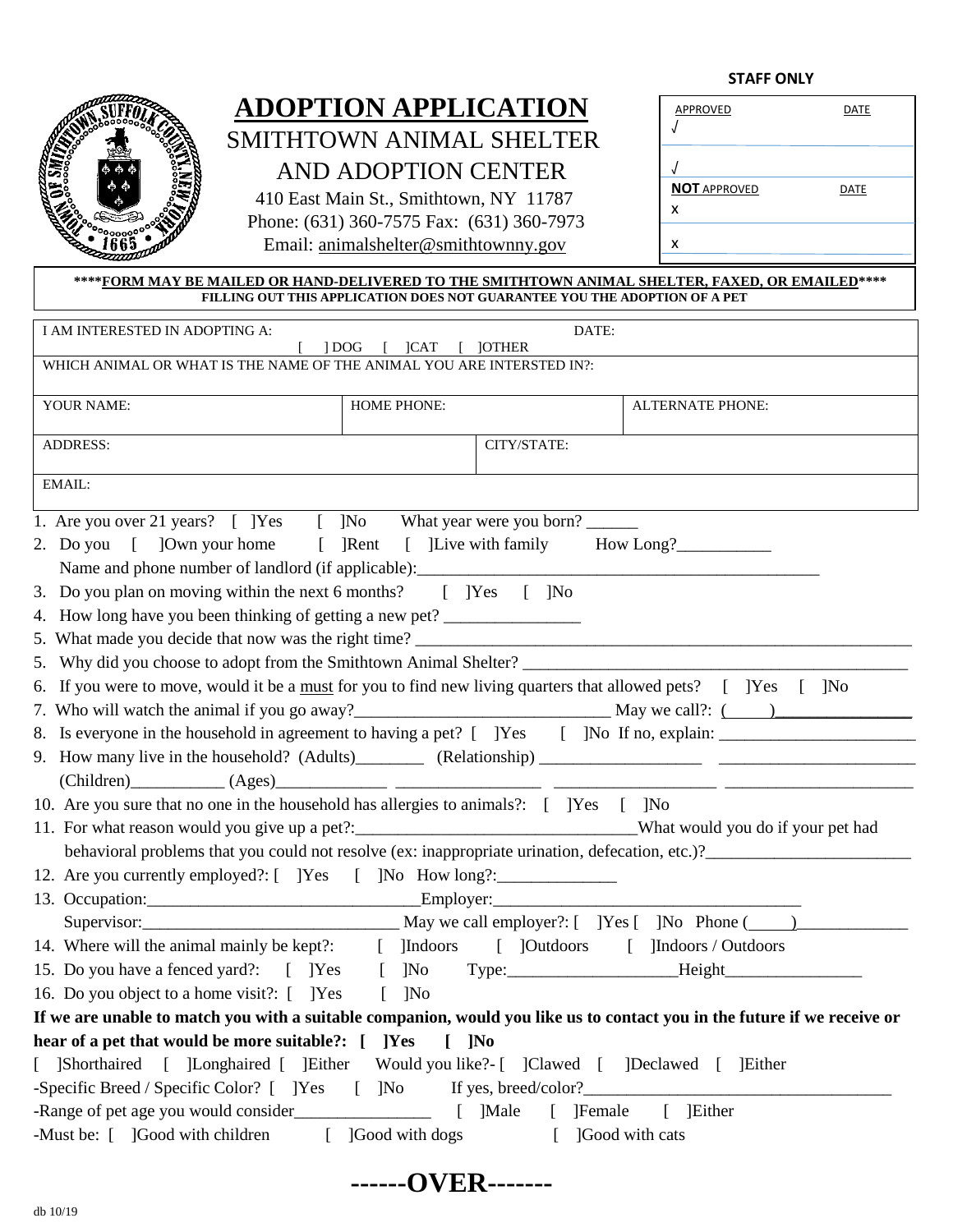**STAFF ONLY**

| APPROVED | DATE |
|---|---|
| √ | |
| √ | |
| **NOT** APPROVED | DATE |
| x | |
| x | |

# ADOPTION APPLICATION

SMITHTOWN ANIMAL SHELTER
AND ADOPTION CENTER

410 East Main St., Smithtown, NY 11787
Phone: (631) 360-7575 Fax: (631) 360-7973
Email: animalshelter@smithtownny.gov

****FORM MAY BE MAILED OR HAND-DELIVERED TO THE SMITHTOWN ANIMAL SHELTER, FAXED, OR EMAILED****
**FILLING OUT THIS APPLICATION DOES NOT GUARANTEE YOU THE ADOPTION OF A PET**

| I AM INTERESTED IN ADOPTING A: [ ] DOG [ ]CAT [ ]OTHER | | DATE: |
|---|---|---|
| WHICH ANIMAL OR WHAT IS THE NAME OF THE ANIMAL YOU ARE INTERSTED IN?: | | |
| YOUR NAME: | HOME PHONE: | ALTERNATE PHONE: |
| ADDRESS: | CITY/STATE: | |
| EMAIL: | | |

1. Are you over 21 years? [ ]Yes [ ]No What year were you born? ______
2. Do you [ ]Own your home [ ]Rent [ ]Live with family How Long?___________
   Name and phone number of landlord (if applicable):_____________________________________________
3. Do you plan on moving within the next 6 months? [ ]Yes [ ]No
4. How long have you been thinking of getting a new pet? ________________
5. What made you decide that now was the right time? ___________________________________________________________
5. Why did you choose to adopt from the Smithtown Animal Shelter? _____________________________________________
6. If you were to move, would it be a must for you to find new living quarters that allowed pets? [ ]Yes [ ]No
7. Who will watch the animal if you go away?_____________________________ May we call?: (____)_______________
8. Is everyone in the household in agreement to having a pet? [ ]Yes [ ]No If no, explain: _______________________
9. How many live in the household? (Adults)________ (Relationship) ___________________ _______________________
   (Children)___________ (Ages)_____________ _________________ ___________________ ______________________
10. Are you sure that no one in the household has allergies to animals?: [ ]Yes [ ]No
11. For what reason would you give up a pet?:________________________________What would you do if your pet had behavioral problems that you could not resolve (ex: inappropriate urination, defecation, etc.)?________________________
12. Are you currently employed?: [ ]Yes [ ]No How long?:______________
13. Occupation:________________________________Employer:____________________________________
    Supervisor:______________________________ May we call employer?: [ ]Yes [ ]No Phone (____)_____________
14. Where will the animal mainly be kept?: [ ]Indoors [ ]Outdoors [ ]Indoors / Outdoors
15. Do you have a fenced yard?: [ ]Yes [ ]No Type:___________________Height________________
16. Do you object to a home visit?: [ ]Yes [ ]No

**If we are unable to match you with a suitable companion, would you like us to contact you in the future if we receive or hear of a pet that would be more suitable?: [ ]Yes [ ]No**

[ ]Shorthaired [ ]Longhaired [ ]Either Would you like?- [ ]Clawed [ ]Declawed [ ]Either
-Specific Breed / Specific Color? [ ]Yes [ ]No If yes, breed/color?____________________________________
-Range of pet age you would consider________________ [ ]Male [ ]Female [ ]Either
-Must be: [ ]Good with children [ ]Good with dogs [ ]Good with cats

**------OVER-------**

db 10/19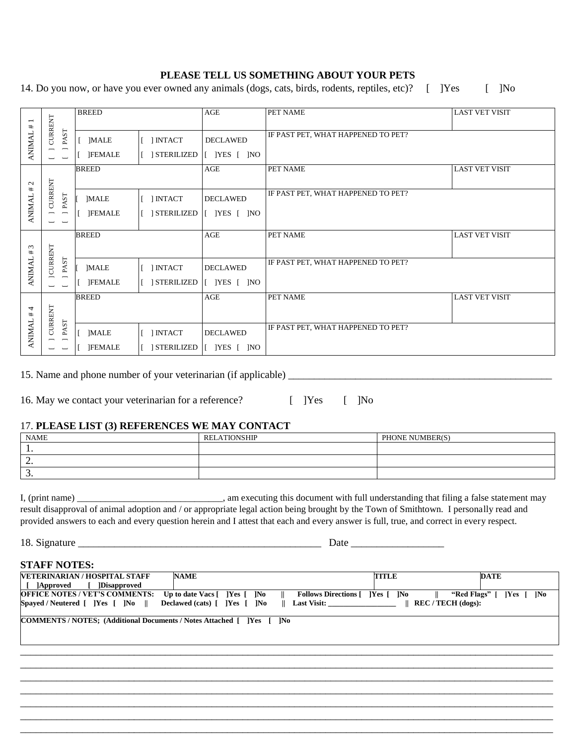## PLEASE TELL US SOMETHING ABOUT YOUR PETS

14. Do you now, or have you ever owned any animals (dogs, cats, birds, rodents, reptiles, etc)? [ ]Yes [ ]No

| | | | | | | |
|---|---|---|---|---|---|---|
| ANIMAL # 1 | [ ] CURRENT [ ] PAST | BREED | | AGE | PET NAME | LAST VET VISIT |
| | | [ ]MALE [ ]FEMALE | [ ] INTACT [ ] STERILIZED | DECLAWED [ ]YES [ ]NO | IF PAST PET, WHAT HAPPENED TO PET? | |
| ANIMAL # 2 | [ ] CURRENT [ ] PAST | BREED | | AGE | PET NAME | LAST VET VISIT |
| | | [ ]MALE [ ]FEMALE | [ ] INTACT [ ] STERILIZED | DECLAWED [ ]YES [ ]NO | IF PAST PET, WHAT HAPPENED TO PET? | |
| ANIMAL # 3 | [ ] CURRENT [ ] PAST | BREED | | AGE | PET NAME | LAST VET VISIT |
| | | [ ]MALE [ ]FEMALE | [ ] INTACT [ ] STERILIZED | DECLAWED [ ]YES [ ]NO | IF PAST PET, WHAT HAPPENED TO PET? | |
| ANIMAL # 4 | [ ] CURRENT [ ] PAST | BREED | | AGE | PET NAME | LAST VET VISIT |
| | | [ ]MALE [ ]FEMALE | [ ] INTACT [ ] STERILIZED | DECLAWED [ ]YES [ ]NO | IF PAST PET, WHAT HAPPENED TO PET? | |

15. Name and phone number of your veterinarian (if applicable) ____________________________________________________

16. May we contact your veterinarian for a reference? [ ]Yes [ ]No

17. **PLEASE LIST (3) REFERENCES WE MAY CONTACT**

| NAME | RELATIONSHIP | PHONE NUMBER(S) |
|---|---|---|
| 1. | | |
| 2. | | |
| 3. | | |

I, (print name) ______________________________, am executing this document with full understanding that filing a false statement may result disapproval of animal adoption and / or appropriate legal action being brought by the Town of Smithtown. I personally read and provided answers to each and every question herein and I attest that each and every answer is full, true, and correct in every respect.

18. Signature _______________________________________________ Date _________________

**STAFF NOTES:**

| | | | |
|---|---|---|---|
| **VETERINARIAN / HOSPITAL STAFF** [ ]Approved [ ]Disapproved | **NAME** | **TITLE** | **DATE** |
| **OFFICE NOTES / VET'S COMMENTS:** Up to date Vacs [ ]Yes [ ]No ‖ Follows Directions [ ]Yes [ ]No ‖ "Red Flags" [ ]Yes [ ]No<br>Spayed / Neutered [ ]Yes [ ]No ‖ Declawed (cats) [ ]Yes [ ]No ‖ Last Visit: _________________ ‖ REC / TECH (dogs): | | | |
| **COMMENTS / NOTES; (Additional Documents / Notes Attached [ ]Yes [ ]No** | | | |

________________________________________________________________________________________________________________
________________________________________________________________________________________________________________
________________________________________________________________________________________________________________
________________________________________________________________________________________________________________
________________________________________________________________________________________________________________
________________________________________________________________________________________________________________
________________________________________________________________________________________________________________